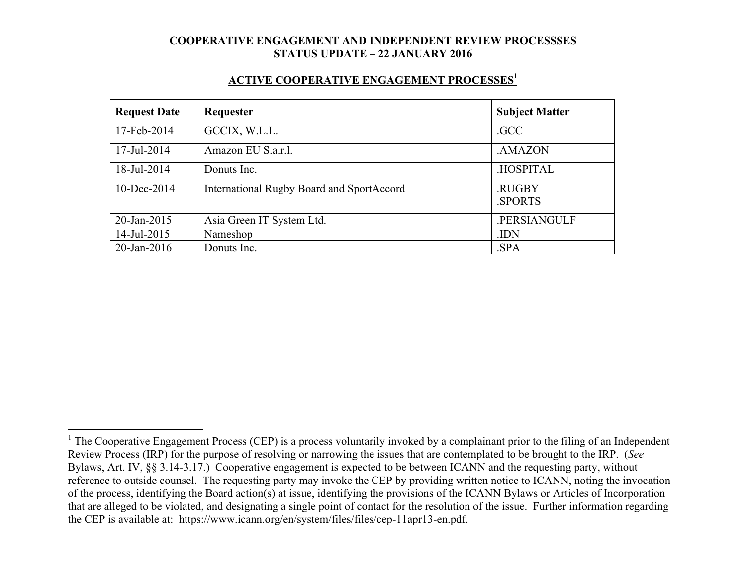**COOPERATIVE ENGAGEMENT AND INDEPENDENT REVIEW PROCESSSES**
**STATUS UPDATE – 22 JANUARY 2016**

## ACTIVE COOPERATIVE ENGAGEMENT PROCESSES[1]

| Request Date | Requester | Subject Matter |
|---|---|---|
| 17-Feb-2014 | GCCIX, W.L.L. | .GCC |
| 17-Jul-2014 | Amazon EU S.a.r.l. | .AMAZON |
| 18-Jul-2014 | Donuts Inc. | .HOSPITAL |
| 10-Dec-2014 | International Rugby Board and SportAccord | .RUGBY<br>.SPORTS |
| 20-Jan-2015 | Asia Green IT System Ltd. | .PERSIANGULF |
| 14-Jul-2015 | Nameshop | .IDN |
| 20-Jan-2016 | Donuts Inc. | .SPA |

---

[1] The Cooperative Engagement Process (CEP) is a process voluntarily invoked by a complainant prior to the filing of an Independent Review Process (IRP) for the purpose of resolving or narrowing the issues that are contemplated to be brought to the IRP. (*See* Bylaws, Art. IV, §§ 3.14-3.17.) Cooperative engagement is expected to be between ICANN and the requesting party, without reference to outside counsel. The requesting party may invoke the CEP by providing written notice to ICANN, noting the invocation of the process, identifying the Board action(s) at issue, identifying the provisions of the ICANN Bylaws or Articles of Incorporation that are alleged to be violated, and designating a single point of contact for the resolution of the issue. Further information regarding the CEP is available at: https://www.icann.org/en/system/files/files/cep-11apr13-en.pdf.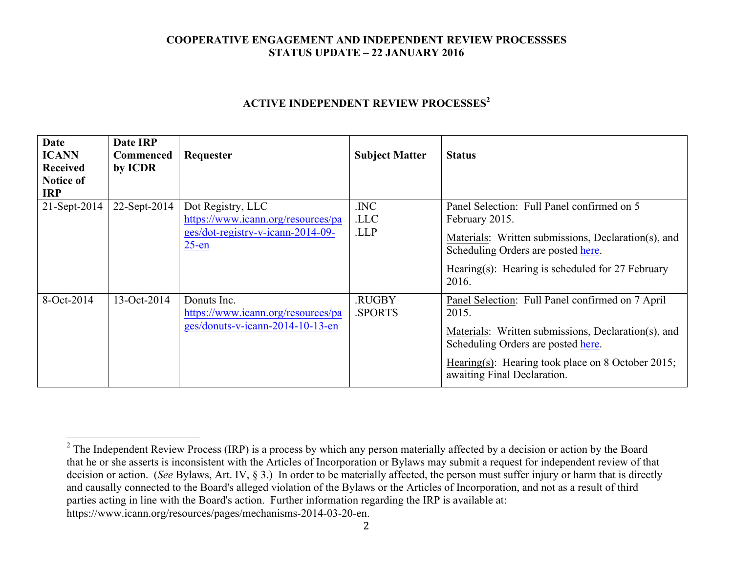**COOPERATIVE ENGAGEMENT AND INDEPENDENT REVIEW PROCESSSES**
**STATUS UPDATE – 22 JANUARY 2016**

## ACTIVE INDEPENDENT REVIEW PROCESSES[2]

| Date ICANN Received Notice of IRP | Date IRP Commenced by ICDR | Requester | Subject Matter | Status |
|---|---|---|---|---|
| 21-Sept-2014 | 22-Sept-2014 | Dot Registry, LLC https://www.icann.org/resources/pages/dot-registry-v-icann-2014-09-25-en | .INC .LLC .LLP | Panel Selection: Full Panel confirmed on 5 February 2015. Materials: Written submissions, Declaration(s), and Scheduling Orders are posted here. Hearing(s): Hearing is scheduled for 27 February 2016. |
| 8-Oct-2014 | 13-Oct-2014 | Donuts Inc. https://www.icann.org/resources/pages/donuts-v-icann-2014-10-13-en | .RUGBY .SPORTS | Panel Selection: Full Panel confirmed on 7 April 2015. Materials: Written submissions, Declaration(s), and Scheduling Orders are posted here. Hearing(s): Hearing took place on 8 October 2015; awaiting Final Declaration. |

[2] The Independent Review Process (IRP) is a process by which any person materially affected by a decision or action by the Board that he or she asserts is inconsistent with the Articles of Incorporation or Bylaws may submit a request for independent review of that decision or action. (*See* Bylaws, Art. IV, § 3.) In order to be materially affected, the person must suffer injury or harm that is directly and causally connected to the Board's alleged violation of the Bylaws or the Articles of Incorporation, and not as a result of third parties acting in line with the Board's action. Further information regarding the IRP is available at: https://www.icann.org/resources/pages/mechanisms-2014-03-20-en.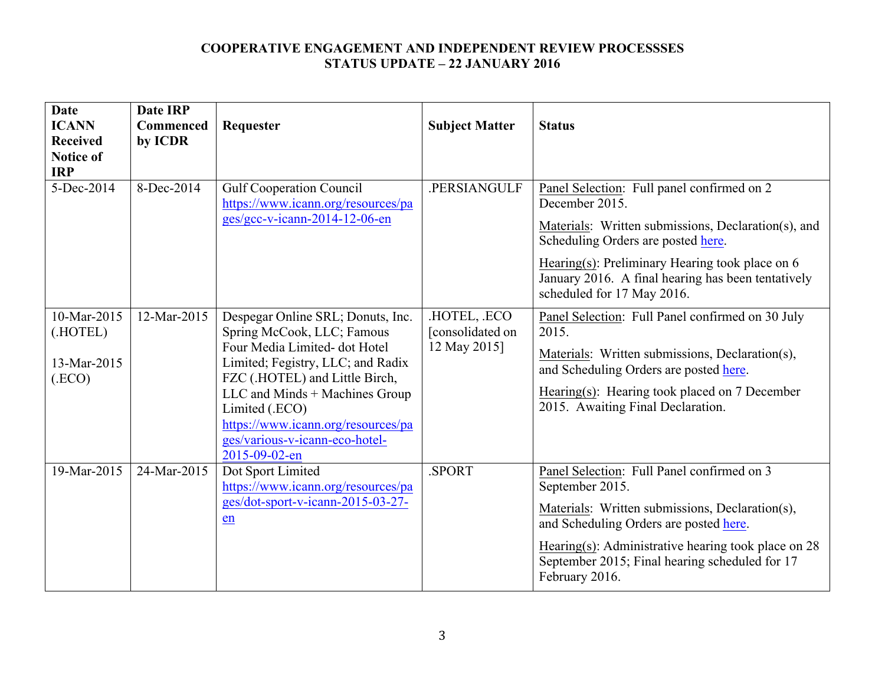**COOPERATIVE ENGAGEMENT AND INDEPENDENT REVIEW PROCESSSES**
**STATUS UPDATE – 22 JANUARY 2016**

| Date ICANN Received Notice of IRP | Date IRP Commenced by ICDR | Requester | Subject Matter | Status |
|---|---|---|---|---|
| 5-Dec-2014 | 8-Dec-2014 | Gulf Cooperation Council https://www.icann.org/resources/pages/gcc-v-icann-2014-12-06-en | .PERSIANGULF | Panel Selection: Full panel confirmed on 2 December 2015. <br> Materials: Written submissions, Declaration(s), and Scheduling Orders are posted here. <br> Hearing(s): Preliminary Hearing took place on 6 January 2016. A final hearing has been tentatively scheduled for 17 May 2016. |
| 10-Mar-2015 (.HOTEL) <br> 13-Mar-2015 (.ECO) | 12-Mar-2015 | Despegar Online SRL; Donuts, Inc. Spring McCook, LLC; Famous Four Media Limited- dot Hotel Limited; Fegistry, LLC; and Radix FZC (.HOTEL) and Little Birch, LLC and Minds + Machines Group Limited (.ECO) https://www.icann.org/resources/pages/various-v-icann-eco-hotel-2015-09-02-en | .HOTEL, .ECO [consolidated on 12 May 2015] | Panel Selection: Full Panel confirmed on 30 July 2015. <br> Materials: Written submissions, Declaration(s), and Scheduling Orders are posted here. <br> Hearing(s): Hearing took placed on 7 December 2015. Awaiting Final Declaration. |
| 19-Mar-2015 | 24-Mar-2015 | Dot Sport Limited https://www.icann.org/resources/pages/dot-sport-v-icann-2015-03-27-en | .SPORT | Panel Selection: Full Panel confirmed on 3 September 2015. <br> Materials: Written submissions, Declaration(s), and Scheduling Orders are posted here. <br> Hearing(s): Administrative hearing took place on 28 September 2015; Final hearing scheduled for 17 February 2016. |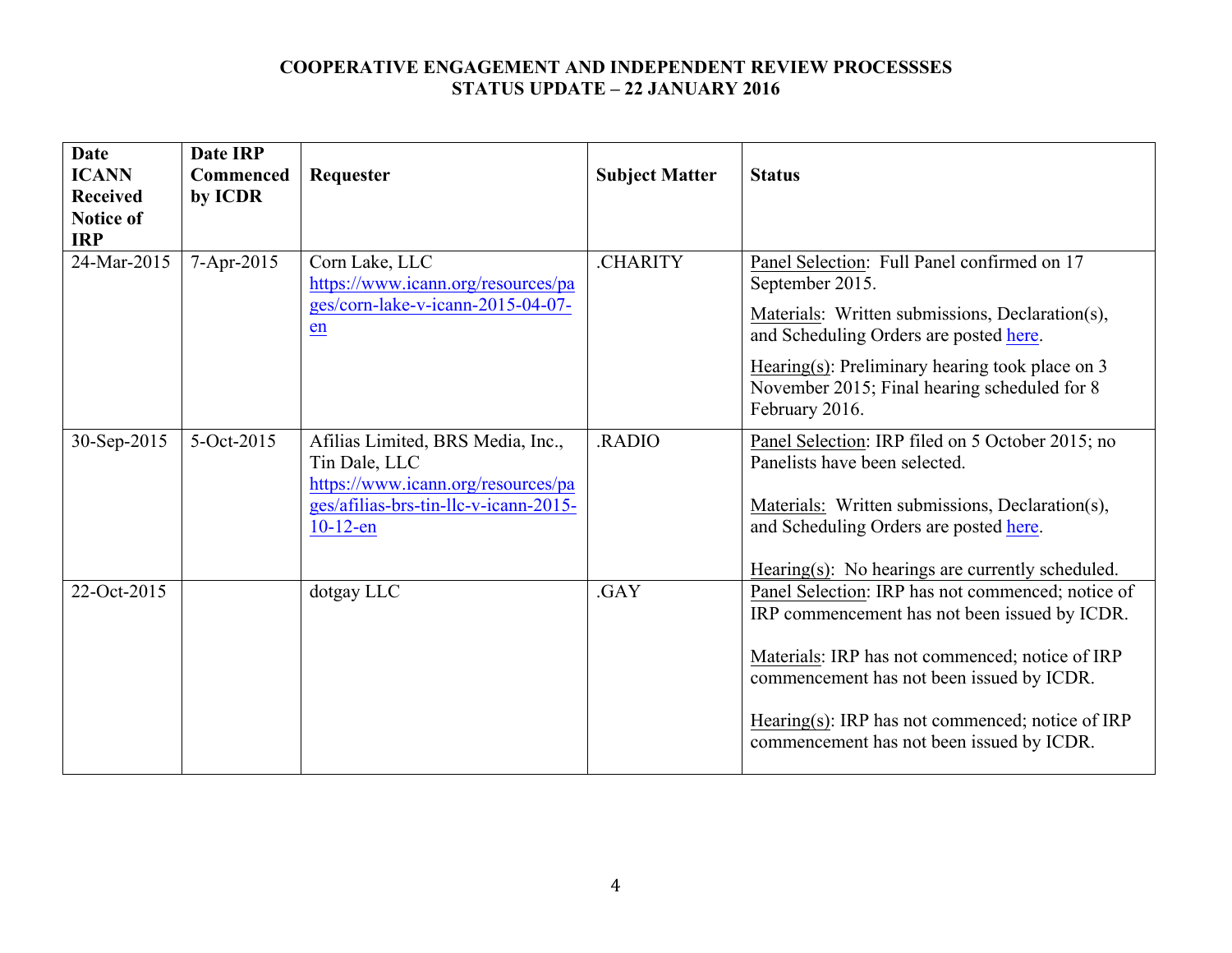**COOPERATIVE ENGAGEMENT AND INDEPENDENT REVIEW PROCESSSES**
**STATUS UPDATE – 22 JANUARY 2016**

| Date ICANN Received Notice of IRP | Date IRP Commenced by ICDR | Requester | Subject Matter | Status |
|---|---|---|---|---|
| 24-Mar-2015 | 7-Apr-2015 | Corn Lake, LLC https://www.icann.org/resources/pages/corn-lake-v-icann-2015-04-07-en | .CHARITY | Panel Selection: Full Panel confirmed on 17 September 2015.<br>Materials: Written submissions, Declaration(s), and Scheduling Orders are posted here.<br>Hearing(s): Preliminary hearing took place on 3 November 2015; Final hearing scheduled for 8 February 2016. |
| 30-Sep-2015 | 5-Oct-2015 | Afilias Limited, BRS Media, Inc., Tin Dale, LLC https://www.icann.org/resources/pages/afilias-brs-tin-llc-v-icann-2015-10-12-en | .RADIO | Panel Selection: IRP filed on 5 October 2015; no Panelists have been selected.<br>Materials: Written submissions, Declaration(s), and Scheduling Orders are posted here.<br>Hearing(s): No hearings are currently scheduled. |
| 22-Oct-2015 | | dotgay LLC | .GAY | Panel Selection: IRP has not commenced; notice of IRP commencement has not been issued by ICDR.<br>Materials: IRP has not commenced; notice of IRP commencement has not been issued by ICDR.<br>Hearing(s): IRP has not commenced; notice of IRP commencement has not been issued by ICDR. |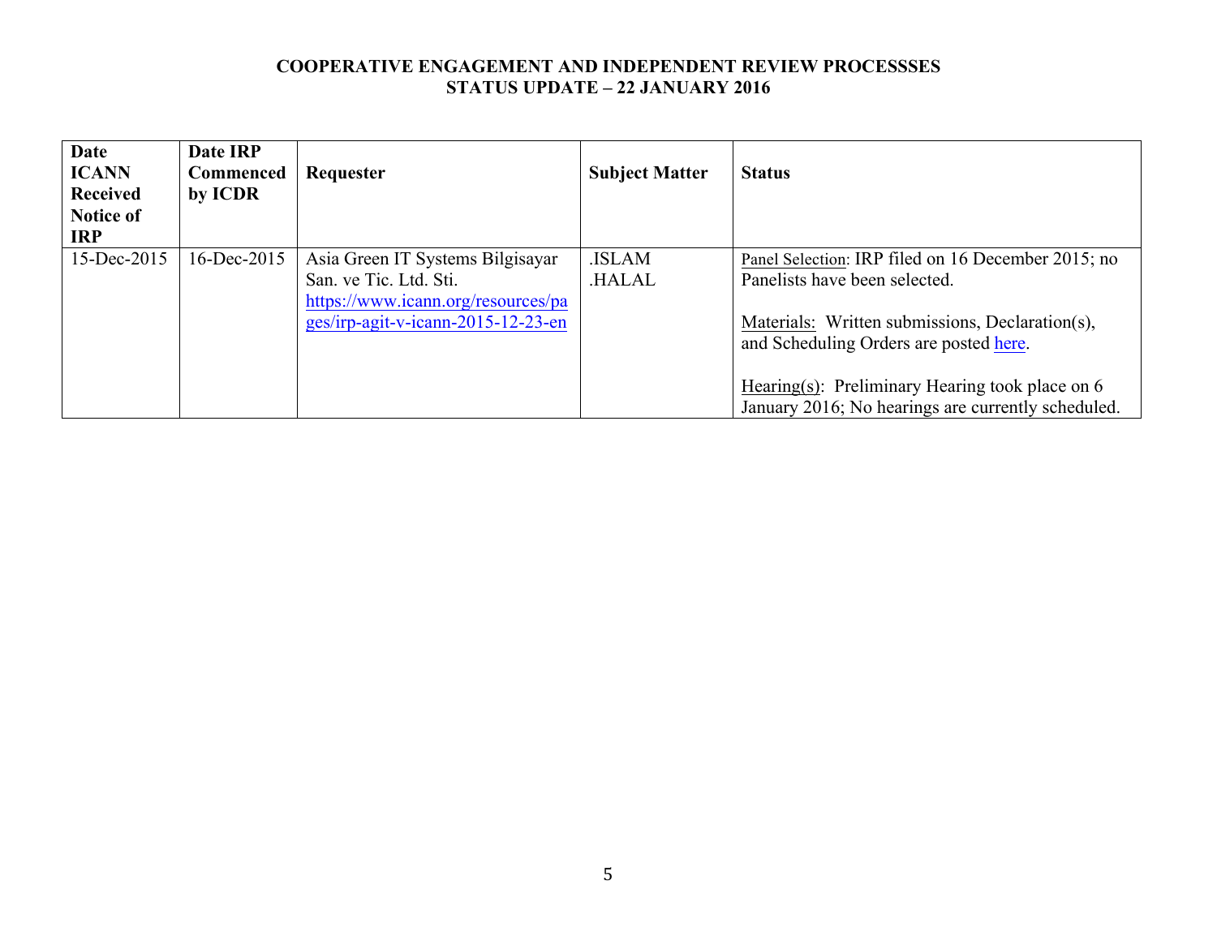# COOPERATIVE ENGAGEMENT AND INDEPENDENT REVIEW PROCESSSES
## STATUS UPDATE – 22 JANUARY 2016

| Date ICANN Received Notice of IRP | Date IRP Commenced by ICDR | Requester | Subject Matter | Status |
|---|---|---|---|---|
| 15-Dec-2015 | 16-Dec-2015 | Asia Green IT Systems Bilgisayar San. ve Tic. Ltd. Sti. [https://www.icann.org/resources/pages/irp-agit-v-icann-2015-12-23-en](https://www.icann.org/resources/pages/irp-agit-v-icann-2015-12-23-en) | .ISLAM<br>.HALAL | Panel Selection: IRP filed on 16 December 2015; no Panelists have been selected.<br><br>Materials: Written submissions, Declaration(s), and Scheduling Orders are posted here.<br><br>Hearing(s): Preliminary Hearing took place on 6 January 2016; No hearings are currently scheduled. |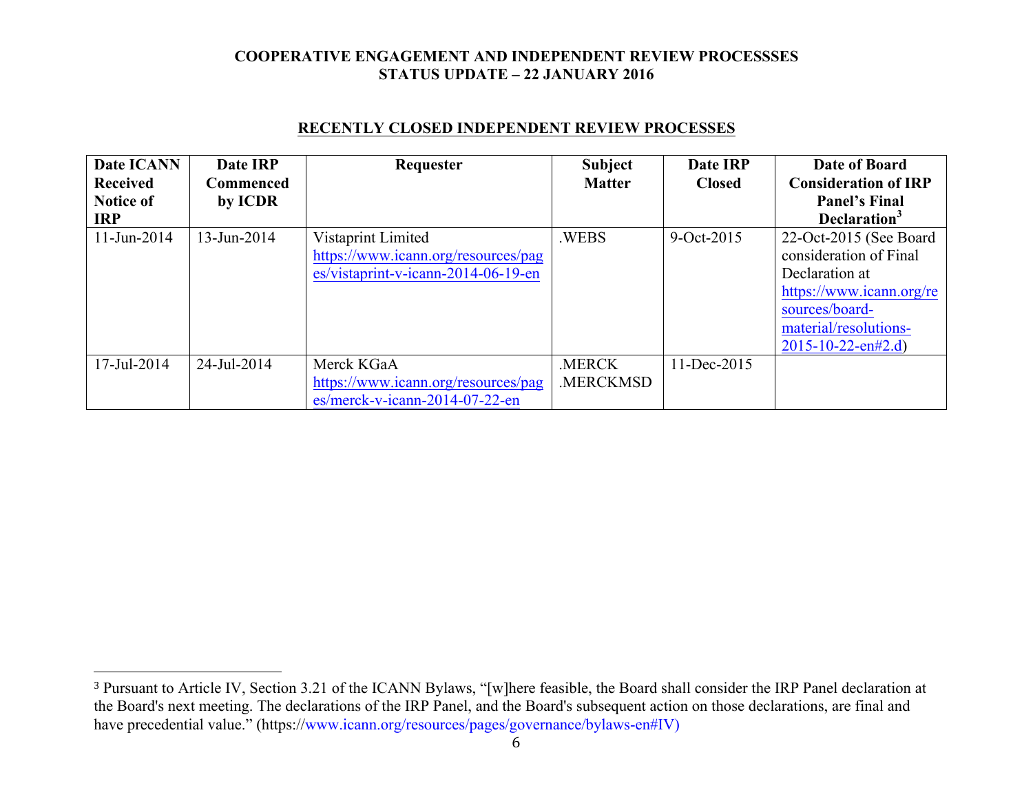**COOPERATIVE ENGAGEMENT AND INDEPENDENT REVIEW PROCESSSES**
**STATUS UPDATE – 22 JANUARY 2016**

## RECENTLY CLOSED INDEPENDENT REVIEW PROCESSES

| Date ICANN Received Notice of IRP | Date IRP Commenced by ICDR | Requester | Subject Matter | Date IRP Closed | Date of Board Consideration of IRP Panel's Final Declaration[3] |
|---|---|---|---|---|---|
| 11-Jun-2014 | 13-Jun-2014 | Vistaprint Limited https://www.icann.org/resources/pages/vistaprint-v-icann-2014-06-19-en | .WEBS | 9-Oct-2015 | 22-Oct-2015 (See Board consideration of Final Declaration at https://www.icann.org/resources/board-material/resolutions-2015-10-22-en#2.d) |
| 17-Jul-2014 | 24-Jul-2014 | Merck KGaA https://www.icann.org/resources/pages/merck-v-icann-2014-07-22-en | .MERCK .MERCKMSD | 11-Dec-2015 | |

---

[3] Pursuant to Article IV, Section 3.21 of the ICANN Bylaws, "[w]here feasible, the Board shall consider the IRP Panel declaration at the Board's next meeting. The declarations of the IRP Panel, and the Board's subsequent action on those declarations, are final and have precedential value." (https://www.icann.org/resources/pages/governance/bylaws-en#IV)